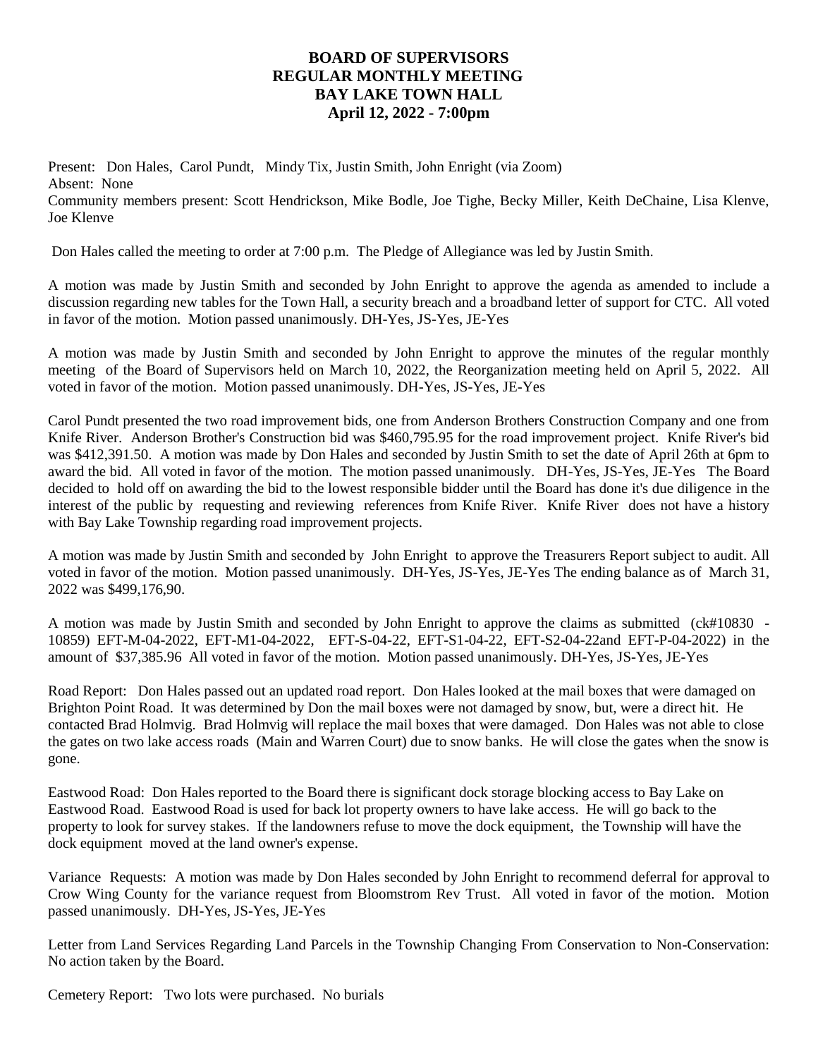# BOARD OF SUPERVISORS
## REGULAR MONTHLY MEETING
## BAY LAKE TOWN HALL
## April 12, 2022 - 7:00pm

Present: Don Hales, Carol Pundt, Mindy Tix, Justin Smith, John Enright (via Zoom)
Absent: None
Community members present: Scott Hendrickson, Mike Bodle, Joe Tighe, Becky Miller, Keith DeChaine, Lisa Klenve, Joe Klenve

Don Hales called the meeting to order at 7:00 p.m. The Pledge of Allegiance was led by Justin Smith.

A motion was made by Justin Smith and seconded by John Enright to approve the agenda as amended to include a discussion regarding new tables for the Town Hall, a security breach and a broadband letter of support for CTC. All voted in favor of the motion. Motion passed unanimously. DH-Yes, JS-Yes, JE-Yes

A motion was made by Justin Smith and seconded by John Enright to approve the minutes of the regular monthly meeting of the Board of Supervisors held on March 10, 2022, the Reorganization meeting held on April 5, 2022. All voted in favor of the motion. Motion passed unanimously. DH-Yes, JS-Yes, JE-Yes

Carol Pundt presented the two road improvement bids, one from Anderson Brothers Construction Company and one from Knife River. Anderson Brother's Construction bid was $460,795.95 for the road improvement project. Knife River's bid was $412,391.50. A motion was made by Don Hales and seconded by Justin Smith to set the date of April 26th at 6pm to award the bid. All voted in favor of the motion. The motion passed unanimously. DH-Yes, JS-Yes, JE-Yes The Board decided to hold off on awarding the bid to the lowest responsible bidder until the Board has done it's due diligence in the interest of the public by requesting and reviewing references from Knife River. Knife River does not have a history with Bay Lake Township regarding road improvement projects.

A motion was made by Justin Smith and seconded by John Enright to approve the Treasurers Report subject to audit. All voted in favor of the motion. Motion passed unanimously. DH-Yes, JS-Yes, JE-Yes The ending balance as of March 31, 2022 was $499,176,90.

A motion was made by Justin Smith and seconded by John Enright to approve the claims as submitted (ck#10830 - 10859) EFT-M-04-2022, EFT-M1-04-2022, EFT-S-04-22, EFT-S1-04-22, EFT-S2-04-22and EFT-P-04-2022) in the amount of $37,385.96 All voted in favor of the motion. Motion passed unanimously. DH-Yes, JS-Yes, JE-Yes

Road Report: Don Hales passed out an updated road report. Don Hales looked at the mail boxes that were damaged on Brighton Point Road. It was determined by Don the mail boxes were not damaged by snow, but, were a direct hit. He contacted Brad Holmvig. Brad Holmvig will replace the mail boxes that were damaged. Don Hales was not able to close the gates on two lake access roads (Main and Warren Court) due to snow banks. He will close the gates when the snow is gone.

Eastwood Road: Don Hales reported to the Board there is significant dock storage blocking access to Bay Lake on Eastwood Road. Eastwood Road is used for back lot property owners to have lake access. He will go back to the property to look for survey stakes. If the landowners refuse to move the dock equipment, the Township will have the dock equipment moved at the land owner's expense.

Variance Requests: A motion was made by Don Hales seconded by John Enright to recommend deferral for approval to Crow Wing County for the variance request from Bloomstrom Rev Trust. All voted in favor of the motion. Motion passed unanimously. DH-Yes, JS-Yes, JE-Yes

Letter from Land Services Regarding Land Parcels in the Township Changing From Conservation to Non-Conservation: No action taken by the Board.

Cemetery Report: Two lots were purchased. No burials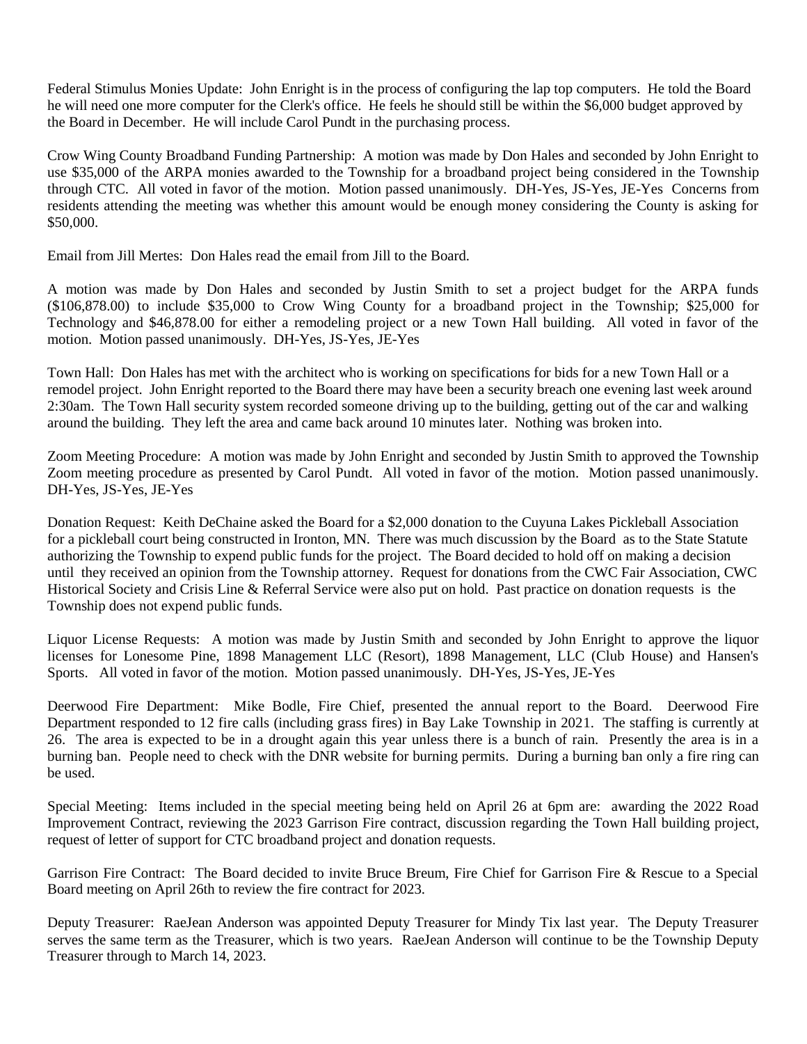Federal Stimulus Monies Update: John Enright is in the process of configuring the lap top computers. He told the Board he will need one more computer for the Clerk's office. He feels he should still be within the $6,000 budget approved by the Board in December. He will include Carol Pundt in the purchasing process.

Crow Wing County Broadband Funding Partnership: A motion was made by Don Hales and seconded by John Enright to use $35,000 of the ARPA monies awarded to the Township for a broadband project being considered in the Township through CTC. All voted in favor of the motion. Motion passed unanimously. DH-Yes, JS-Yes, JE-Yes Concerns from residents attending the meeting was whether this amount would be enough money considering the County is asking for $50,000.

Email from Jill Mertes: Don Hales read the email from Jill to the Board.

A motion was made by Don Hales and seconded by Justin Smith to set a project budget for the ARPA funds ($106,878.00) to include $35,000 to Crow Wing County for a broadband project in the Township; $25,000 for Technology and $46,878.00 for either a remodeling project or a new Town Hall building. All voted in favor of the motion. Motion passed unanimously. DH-Yes, JS-Yes, JE-Yes

Town Hall: Don Hales has met with the architect who is working on specifications for bids for a new Town Hall or a remodel project. John Enright reported to the Board there may have been a security breach one evening last week around 2:30am. The Town Hall security system recorded someone driving up to the building, getting out of the car and walking around the building. They left the area and came back around 10 minutes later. Nothing was broken into.

Zoom Meeting Procedure: A motion was made by John Enright and seconded by Justin Smith to approved the Township Zoom meeting procedure as presented by Carol Pundt. All voted in favor of the motion. Motion passed unanimously. DH-Yes, JS-Yes, JE-Yes

Donation Request: Keith DeChaine asked the Board for a $2,000 donation to the Cuyuna Lakes Pickleball Association for a pickleball court being constructed in Ironton, MN. There was much discussion by the Board as to the State Statute authorizing the Township to expend public funds for the project. The Board decided to hold off on making a decision until they received an opinion from the Township attorney. Request for donations from the CWC Fair Association, CWC Historical Society and Crisis Line & Referral Service were also put on hold. Past practice on donation requests is the Township does not expend public funds.

Liquor License Requests: A motion was made by Justin Smith and seconded by John Enright to approve the liquor licenses for Lonesome Pine, 1898 Management LLC (Resort), 1898 Management, LLC (Club House) and Hansen's Sports. All voted in favor of the motion. Motion passed unanimously. DH-Yes, JS-Yes, JE-Yes

Deerwood Fire Department: Mike Bodle, Fire Chief, presented the annual report to the Board. Deerwood Fire Department responded to 12 fire calls (including grass fires) in Bay Lake Township in 2021. The staffing is currently at 26. The area is expected to be in a drought again this year unless there is a bunch of rain. Presently the area is in a burning ban. People need to check with the DNR website for burning permits. During a burning ban only a fire ring can be used.

Special Meeting: Items included in the special meeting being held on April 26 at 6pm are: awarding the 2022 Road Improvement Contract, reviewing the 2023 Garrison Fire contract, discussion regarding the Town Hall building project, request of letter of support for CTC broadband project and donation requests.

Garrison Fire Contract: The Board decided to invite Bruce Breum, Fire Chief for Garrison Fire & Rescue to a Special Board meeting on April 26th to review the fire contract for 2023.

Deputy Treasurer: RaeJean Anderson was appointed Deputy Treasurer for Mindy Tix last year. The Deputy Treasurer serves the same term as the Treasurer, which is two years. RaeJean Anderson will continue to be the Township Deputy Treasurer through to March 14, 2023.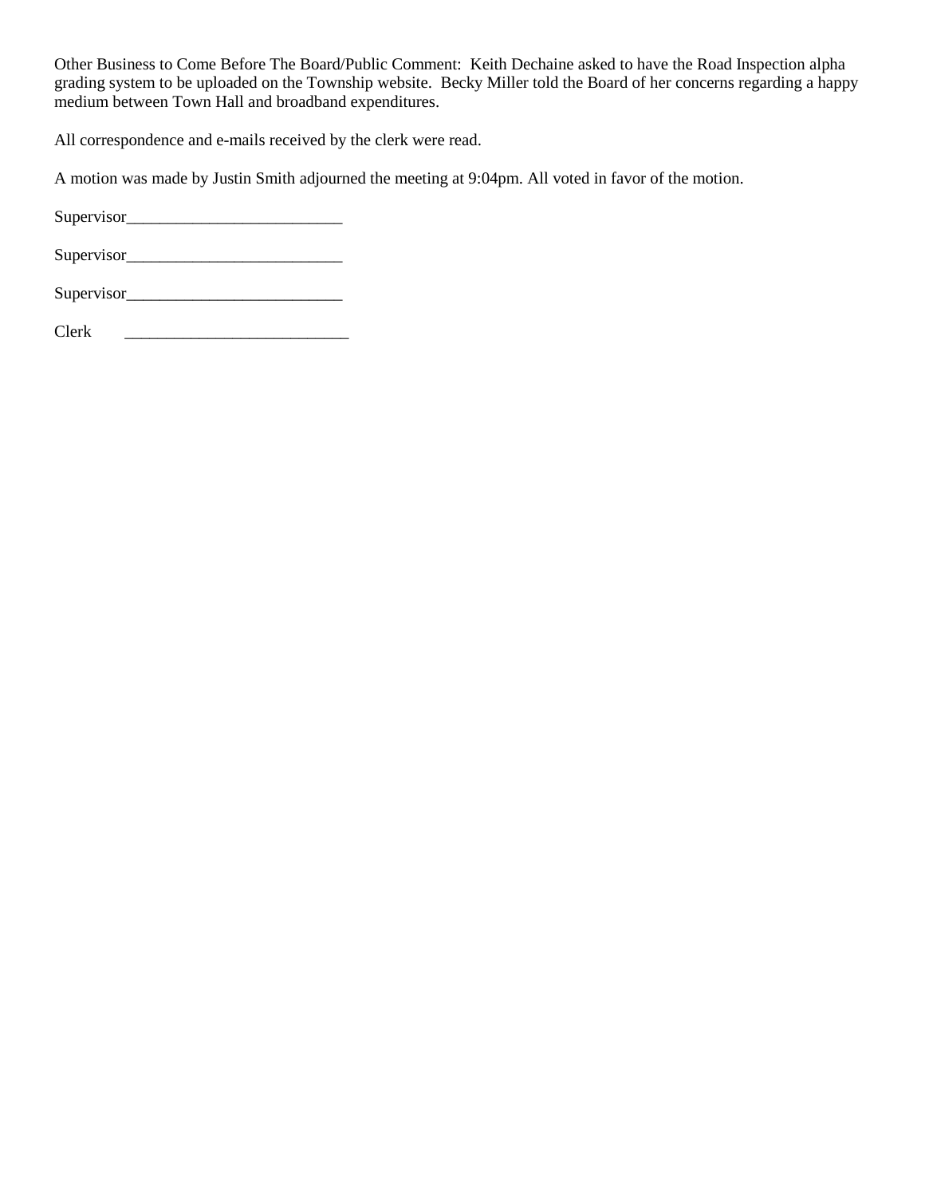Other Business to Come Before The Board/Public Comment: Keith Dechaine asked to have the Road Inspection alpha grading system to be uploaded on the Township website. Becky Miller told the Board of her concerns regarding a happy medium between Town Hall and broadband expenditures.

All correspondence and e-mails received by the clerk were read.

A motion was made by Justin Smith adjourned the meeting at 9:04pm. All voted in favor of the motion.

Supervisor__________________________

Supervisor__________________________

Supervisor__________________________

Clerk ___________________________